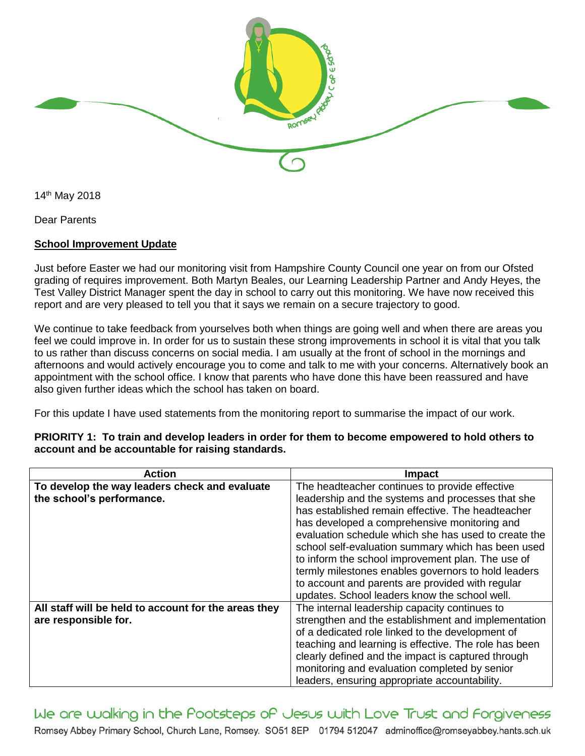14th May 2018

Dear Parents

**School Improvement Update**

Just before Easter we had our monitoring visit from Hampshire County Council one year on from our Ofsted grading of requires improvement. Both Martyn Beales, our Learning Leadership Partner and Andy Heyes, the Test Valley District Manager spent the day in school to carry out this monitoring. We have now received this report and are very pleased to tell you that it says we remain on a secure trajectory to good.

We continue to take feedback from yourselves both when things are going well and when there are areas you feel we could improve in. In order for us to sustain these strong improvements in school it is vital that you talk to us rather than discuss concerns on social media. I am usually at the front of school in the mornings and afternoons and would actively encourage you to come and talk to me with your concerns. Alternatively book an appointment with the school office. I know that parents who have done this have been reassured and have also given further ideas which the school has taken on board.

For this update I have used statements from the monitoring report to summarise the impact of our work.

**PRIORITY 1: To train and develop leaders in order for them to become empowered to hold others to account and be accountable for raising standards.**

| Action | Impact |
| --- | --- |
| **To develop the way leaders check and evaluate the school's performance.** | The headteacher continues to provide effective leadership and the systems and processes that she has established remain effective. The headteacher has developed a comprehensive monitoring and evaluation schedule which she has used to create the school self-evaluation summary which has been used to inform the school improvement plan. The use of termly milestones enables governors to hold leaders to account and parents are provided with regular updates. School leaders know the school well. |
| **All staff will be held to account for the areas they are responsible for.** | The internal leadership capacity continues to strengthen and the establishment and implementation of a dedicated role linked to the development of teaching and learning is effective. The role has been clearly defined and the impact is captured through monitoring and evaluation completed by senior leaders, ensuring appropriate accountability. |

We are walking in the footsteps of Jesus with Love Trust and Forgiveness

Romsey Abbey Primary School, Church Lane, Romsey. SO51 8EP 01794 512047 adminoffice@romseyabbey.hants.sch.uk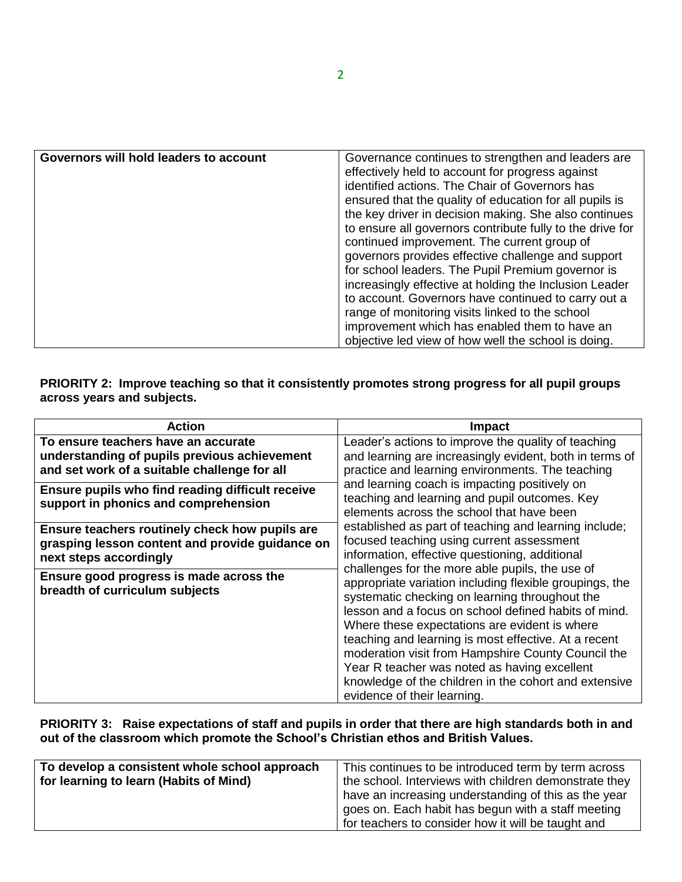| Governors will hold leaders to account | Governance continues to strengthen and leaders are effectively held to account for progress against identified actions. The Chair of Governors has ensured that the quality of education for all pupils is the key driver in decision making. She also continues to ensure all governors contribute fully to the drive for continued improvement. The current group of governors provides effective challenge and support for school leaders. The Pupil Premium governor is increasingly effective at holding the Inclusion Leader to account. Governors have continued to carry out a range of monitoring visits linked to the school improvement which has enabled them to have an objective led view of how well the school is doing. |
|---|---|

**PRIORITY 2: Improve teaching so that it consistently promotes strong progress for all pupil groups across years and subjects.**

| Action | Impact |
|---|---|
| **To ensure teachers have an accurate understanding of pupils previous achievement and set work of a suitable challenge for all** | Leader's actions to improve the quality of teaching and learning are increasingly evident, both in terms of practice and learning environments. The teaching and learning coach is impacting positively on teaching and learning and pupil outcomes. Key elements across the school that have been established as part of teaching and learning include; focused teaching using current assessment information, effective questioning, additional challenges for the more able pupils, the use of appropriate variation including flexible groupings, the systematic checking on learning throughout the lesson and a focus on school defined habits of mind. Where these expectations are evident is where teaching and learning is most effective. At a recent moderation visit from Hampshire County Council the Year R teacher was noted as having excellent knowledge of the children in the cohort and extensive evidence of their learning. |
| **Ensure pupils who find reading difficult receive support in phonics and comprehension** | |
| **Ensure teachers routinely check how pupils are grasping lesson content and provide guidance on next steps accordingly** | |
| **Ensure good progress is made across the breadth of curriculum subjects** | |

**PRIORITY 3: Raise expectations of staff and pupils in order that there are high standards both in and out of the classroom which promote the School's Christian ethos and British Values.**

| To develop a consistent whole school approach for learning to learn (Habits of Mind) | This continues to be introduced term by term across the school. Interviews with children demonstrate they have an increasing understanding of this as the year goes on. Each habit has begun with a staff meeting for teachers to consider how it will be taught and |
|---|---|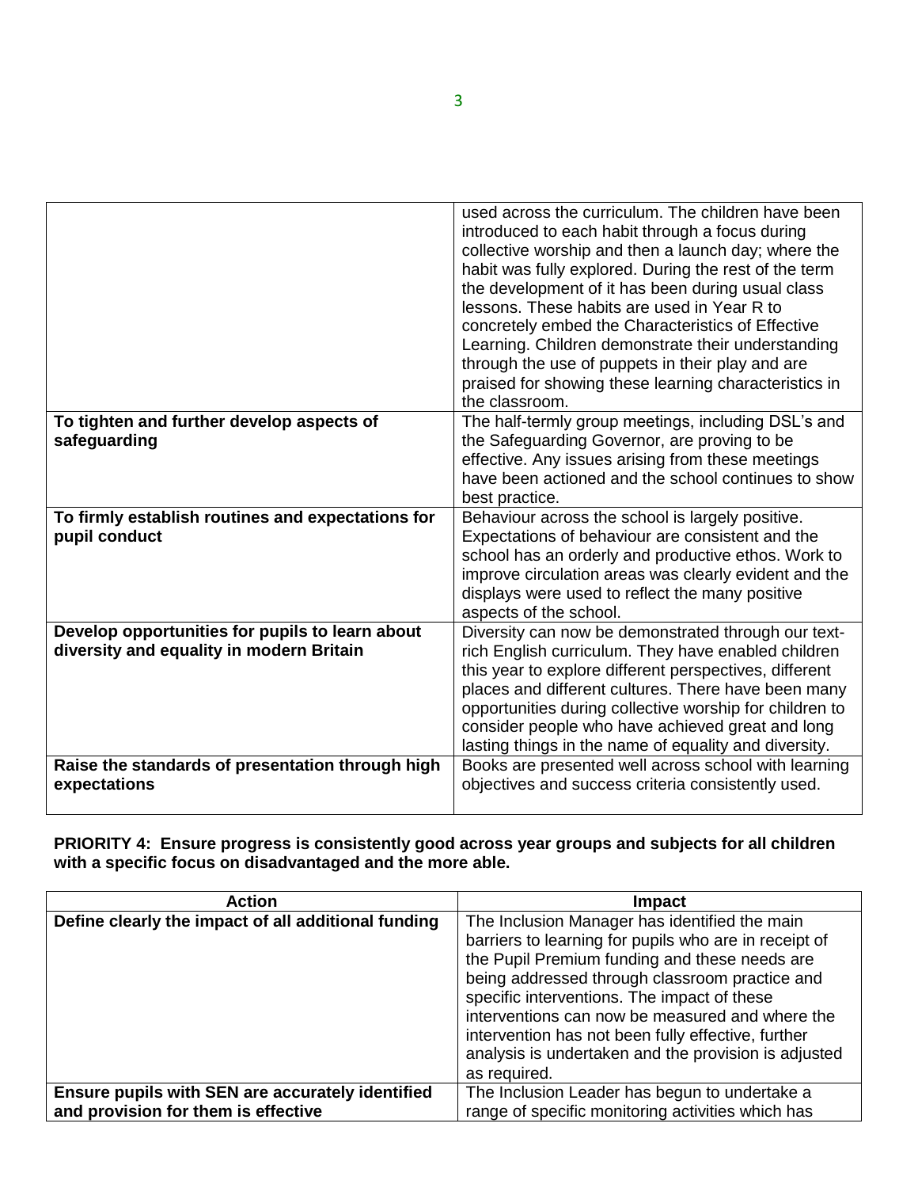| | |
|---|---|
| | used across the curriculum. The children have been introduced to each habit through a focus during collective worship and then a launch day; where the habit was fully explored. During the rest of the term the development of it has been during usual class lessons. These habits are used in Year R to concretely embed the Characteristics of Effective Learning. Children demonstrate their understanding through the use of puppets in their play and are praised for showing these learning characteristics in the classroom. |
| **To tighten and further develop aspects of safeguarding** | The half-termly group meetings, including DSL's and the Safeguarding Governor, are proving to be effective. Any issues arising from these meetings have been actioned and the school continues to show best practice. |
| **To firmly establish routines and expectations for pupil conduct** | Behaviour across the school is largely positive. Expectations of behaviour are consistent and the school has an orderly and productive ethos. Work to improve circulation areas was clearly evident and the displays were used to reflect the many positive aspects of the school. |
| **Develop opportunities for pupils to learn about diversity and equality in modern Britain** | Diversity can now be demonstrated through our text-rich English curriculum. They have enabled children this year to explore different perspectives, different places and different cultures. There have been many opportunities during collective worship for children to consider people who have achieved great and long lasting things in the name of equality and diversity. |
| **Raise the standards of presentation through high expectations** | Books are presented well across school with learning objectives and success criteria consistently used. |

**PRIORITY 4: Ensure progress is consistently good across year groups and subjects for all children with a specific focus on disadvantaged and the more able.**

| Action | Impact |
|---|---|
| **Define clearly the impact of all additional funding** | The Inclusion Manager has identified the main barriers to learning for pupils who are in receipt of the Pupil Premium funding and these needs are being addressed through classroom practice and specific interventions. The impact of these interventions can now be measured and where the intervention has not been fully effective, further analysis is undertaken and the provision is adjusted as required. |
| **Ensure pupils with SEN are accurately identified and provision for them is effective** | The Inclusion Leader has begun to undertake a range of specific monitoring activities which has |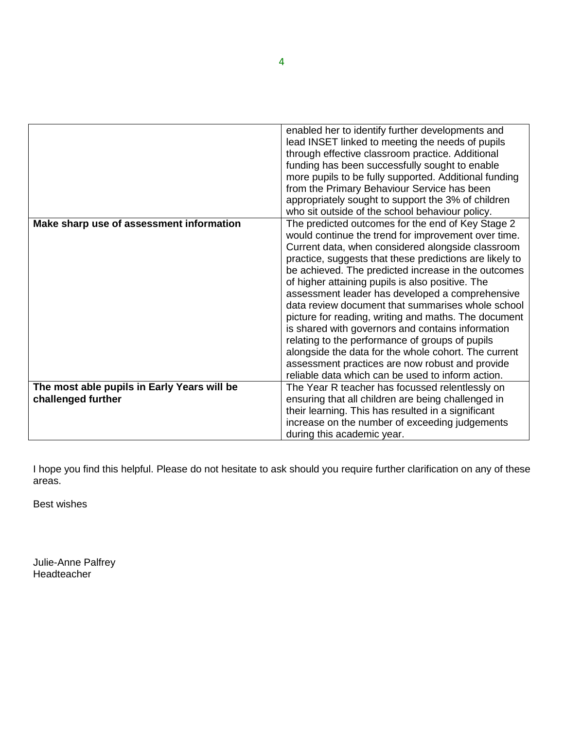| | |
|---|---|
| | enabled her to identify further developments and lead INSET linked to meeting the needs of pupils through effective classroom practice. Additional funding has been successfully sought to enable more pupils to be fully supported. Additional funding from the Primary Behaviour Service has been appropriately sought to support the 3% of children who sit outside of the school behaviour policy. |
| **Make sharp use of assessment information** | The predicted outcomes for the end of Key Stage 2 would continue the trend for improvement over time. Current data, when considered alongside classroom practice, suggests that these predictions are likely to be achieved. The predicted increase in the outcomes of higher attaining pupils is also positive. The assessment leader has developed a comprehensive data review document that summarises whole school picture for reading, writing and maths. The document is shared with governors and contains information relating to the performance of groups of pupils alongside the data for the whole cohort. The current assessment practices are now robust and provide reliable data which can be used to inform action. |
| **The most able pupils in Early Years will be challenged further** | The Year R teacher has focussed relentlessly on ensuring that all children are being challenged in their learning. This has resulted in a significant increase on the number of exceeding judgements during this academic year. |

I hope you find this helpful. Please do not hesitate to ask should you require further clarification on any of these areas.

Best wishes

Julie-Anne Palfrey
Headteacher